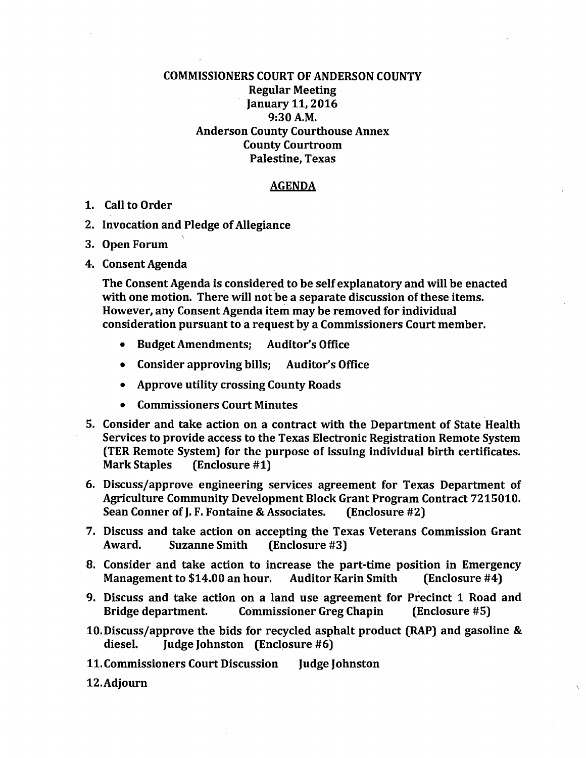# COMMISSIONERS COURT OF ANDERSON COUNTY

**Regular Meeting**
**January 11, 2016**
**9:30 A.M.**
**Anderson County Courthouse Annex**
**County Courtroom**
**Palestine, Texas**

## AGENDA

1. **Call to Order**
2. **Invocation and Pledge of Allegiance**
3. **Open Forum**
4. **Consent Agenda**

   **The Consent Agenda is considered to be self explanatory and will be enacted with one motion. There will not be a separate discussion of these items. However, any Consent Agenda item may be removed for individual consideration pursuant to a request by a Commissioners Court member.**

   - **Budget Amendments; Auditor's Office**
   - **Consider approving bills; Auditor's Office**
   - **Approve utility crossing County Roads**
   - **Commissioners Court Minutes**

5. **Consider and take action on a contract with the Department of State Health Services to provide access to the Texas Electronic Registration Remote System (TER Remote System) for the purpose of issuing individual birth certificates. Mark Staples (Enclosure #1)**
6. **Discuss/approve engineering services agreement for Texas Department of Agriculture Community Development Block Grant Program Contract 7215010. Sean Conner of J. F. Fontaine & Associates. (Enclosure #2)**
7. **Discuss and take action on accepting the Texas Veterans Commission Grant Award. Suzanne Smith (Enclosure #3)**
8. **Consider and take action to increase the part-time position in Emergency Management to $14.00 an hour. Auditor Karin Smith (Enclosure #4)**
9. **Discuss and take action on a land use agreement for Precinct 1 Road and Bridge department. Commissioner Greg Chapin (Enclosure #5)**
10. **Discuss/approve the bids for recycled asphalt product (RAP) and gasoline & diesel. Judge Johnston (Enclosure #6)**
11. **Commissioners Court Discussion Judge Johnston**
12. **Adjourn**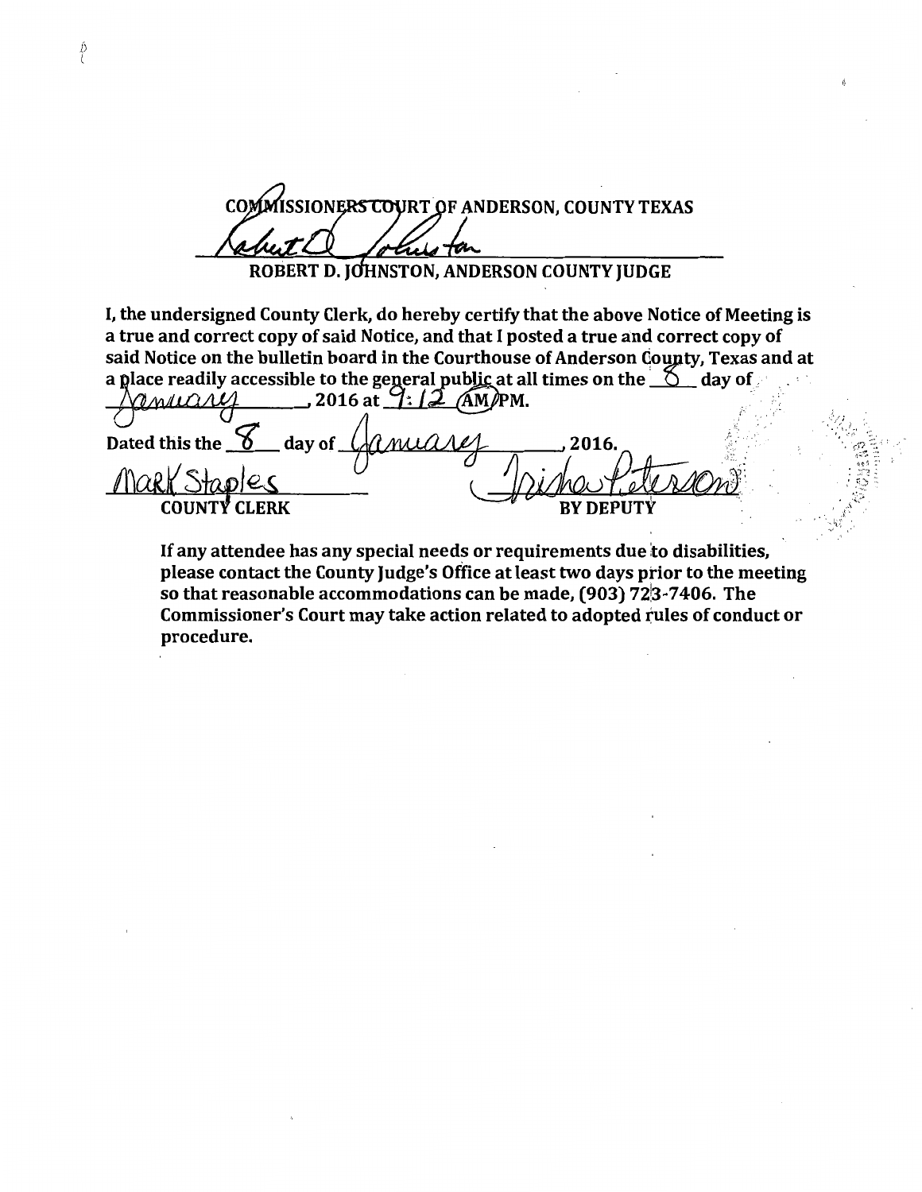COMMISSIONERS COURT OF ANDERSON, COUNTY TEXAS

Robert D. Johnston

ROBERT D. JOHNSTON, ANDERSON COUNTY JUDGE

I, the undersigned County Clerk, do hereby certify that the above Notice of Meeting is a true and correct copy of said Notice, and that I posted a true and correct copy of said Notice on the bulletin board in the Courthouse of Anderson County, Texas and at a place readily accessible to the general public at all times on the 8 day of January, 2016 at 9:12 (AM)/PM.

Dated this the 8 day of January, 2016.

Mark Staples
COUNTY CLERK

Trisha Peterson
BY DEPUTY

If any attendee has any special needs or requirements due to disabilities, please contact the County Judge's Office at least two days prior to the meeting so that reasonable accommodations can be made, (903) 723-7406. The Commissioner's Court may take action related to adopted rules of conduct or procedure.